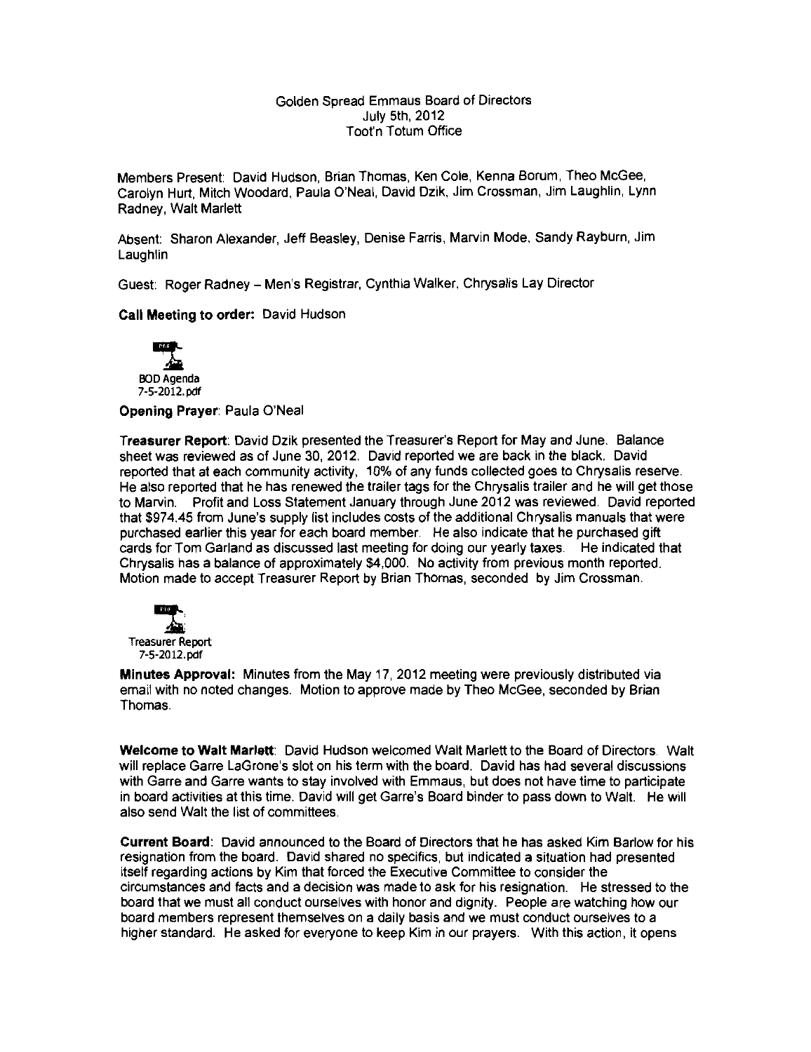Golden Spread Emmaus Board of Directors
July 5th, 2012
Toot'n Totum Office

Members Present: David Hudson, Brian Thomas, Ken Cole, Kenna Borum, Theo McGee, Carolyn Hurt, Mitch Woodard, Paula O'Neal, David Dzik, Jim Crossman, Jim Laughlin, Lynn Radney, Walt Marlett

Absent: Sharon Alexander, Jeff Beasley, Denise Farris, Marvin Mode, Sandy Rayburn, Jim Laughlin

Guest: Roger Radney – Men's Registrar, Cynthia Walker, Chrysalis Lay Director

**Call Meeting to order:** David Hudson

BOD Agenda
7-5-2012.pdf

**Opening Prayer**: Paula O'Neal

**Treasurer Report**: David Dzik presented the Treasurer's Report for May and June. Balance sheet was reviewed as of June 30, 2012. David reported we are back in the black. David reported that at each community activity, 10% of any funds collected goes to Chrysalis reserve. He also reported that he has renewed the trailer tags for the Chrysalis trailer and he will get those to Marvin. Profit and Loss Statement January through June 2012 was reviewed. David reported that $974.45 from June's supply list includes costs of the additional Chrysalis manuals that were purchased earlier this year for each board member. He also indicate that he purchased gift cards for Tom Garland as discussed last meeting for doing our yearly taxes. He indicated that Chrysalis has a balance of approximately $4,000. No activity from previous month reported. Motion made to accept Treasurer Report by Brian Thomas, seconded by Jim Crossman.

Treasurer Report
7-5-2012.pdf

**Minutes Approval:** Minutes from the May 17, 2012 meeting were previously distributed via email with no noted changes. Motion to approve made by Theo McGee, seconded by Brian Thomas.

**Welcome to Walt Marlett**: David Hudson welcomed Walt Marlett to the Board of Directors. Walt will replace Garre LaGrone's slot on his term with the board. David has had several discussions with Garre and Garre wants to stay involved with Emmaus, but does not have time to participate in board activities at this time. David will get Garre's Board binder to pass down to Walt. He will also send Walt the list of committees.

**Current Board**: David announced to the Board of Directors that he has asked Kim Barlow for his resignation from the board. David shared no specifics, but indicated a situation had presented itself regarding actions by Kim that forced the Executive Committee to consider the circumstances and facts and a decision was made to ask for his resignation. He stressed to the board that we must all conduct ourselves with honor and dignity. People are watching how our board members represent themselves on a daily basis and we must conduct ourselves to a higher standard. He asked for everyone to keep Kim in our prayers. With this action, it opens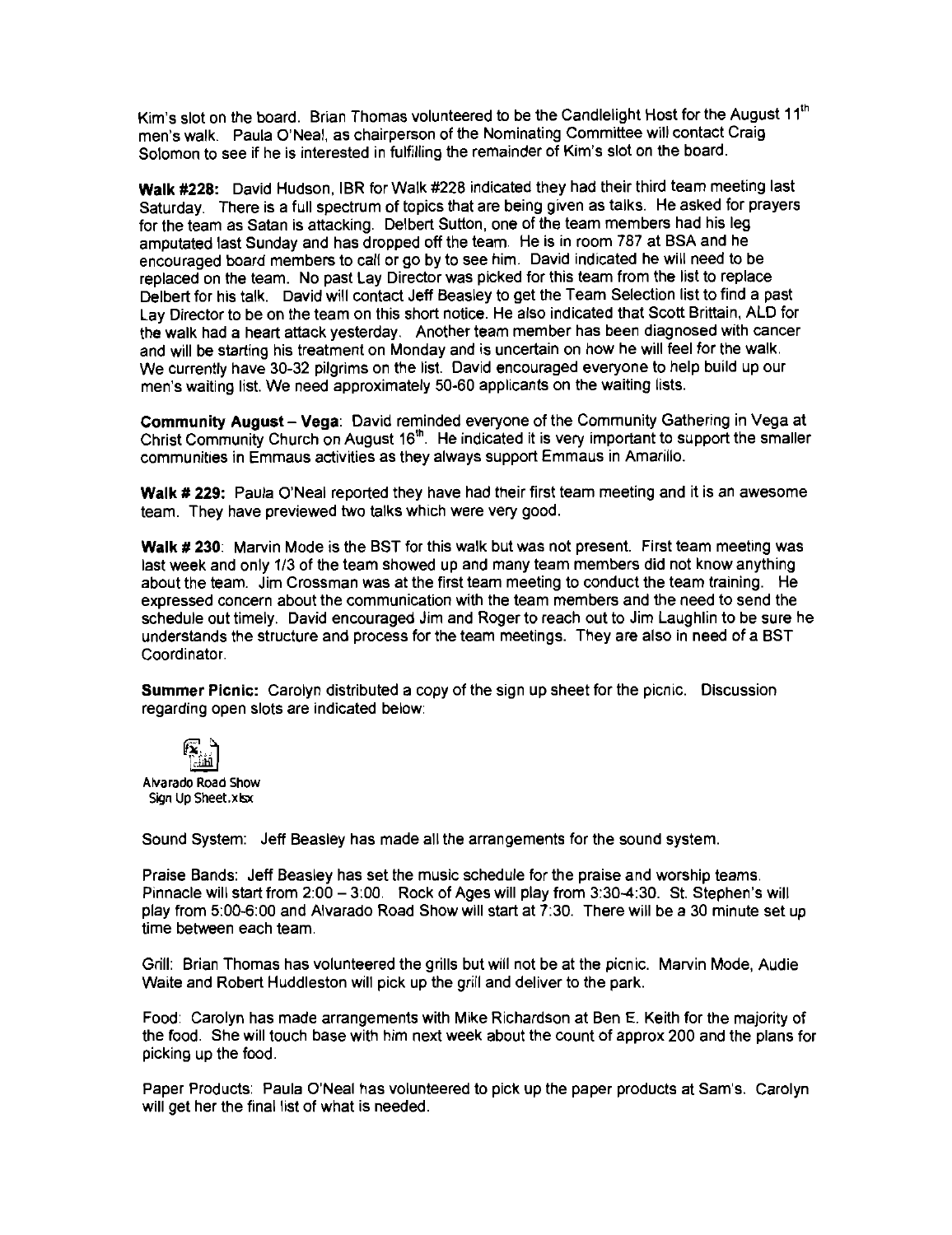Kim's slot on the board. Brian Thomas volunteered to be the Candlelight Host for the August 11th men's walk. Paula O'Neal, as chairperson of the Nominating Committee will contact Craig Solomon to see if he is interested in fulfilling the remainder of Kim's slot on the board.

**Walk #228:** David Hudson, IBR for Walk #228 indicated they had their third team meeting last Saturday. There is a full spectrum of topics that are being given as talks. He asked for prayers for the team as Satan is attacking. Delbert Sutton, one of the team members had his leg amputated last Sunday and has dropped off the team. He is in room 787 at BSA and he encouraged board members to call or go by to see him. David indicated he will need to be replaced on the team. No past Lay Director was picked for this team from the list to replace Delbert for his talk. David will contact Jeff Beasley to get the Team Selection list to find a past Lay Director to be on the team on this short notice. He also indicated that Scott Brittain, ALD for the walk had a heart attack yesterday. Another team member has been diagnosed with cancer and will be starting his treatment on Monday and is uncertain on how he will feel for the walk. We currently have 30-32 pilgrims on the list. David encouraged everyone to help build up our men's waiting list. We need approximately 50-60 applicants on the waiting lists.

**Community August – Vega**: David reminded everyone of the Community Gathering in Vega at Christ Community Church on August 16th. He indicated it is very important to support the smaller communities in Emmaus activities as they always support Emmaus in Amarillo.

**Walk # 229:** Paula O'Neal reported they have had their first team meeting and it is an awesome team. They have previewed two talks which were very good.

**Walk # 230**: Marvin Mode is the BST for this walk but was not present. First team meeting was last week and only 1/3 of the team showed up and many team members did not know anything about the team. Jim Crossman was at the first team meeting to conduct the team training. He expressed concern about the communication with the team members and the need to send the schedule out timely. David encouraged Jim and Roger to reach out to Jim Laughlin to be sure he understands the structure and process for the team meetings. They are also in need of a BST Coordinator.

**Summer Picnic:** Carolyn distributed a copy of the sign up sheet for the picnic. Discussion regarding open slots are indicated below:

Alvarado Road Show Sign Up Sheet.xlsx

Sound System: Jeff Beasley has made all the arrangements for the sound system.

Praise Bands: Jeff Beasley has set the music schedule for the praise and worship teams. Pinnacle will start from 2:00 – 3:00. Rock of Ages will play from 3:30-4:30. St. Stephen's will play from 5:00-6:00 and Alvarado Road Show will start at 7:30. There will be a 30 minute set up time between each team.

Grill: Brian Thomas has volunteered the grills but will not be at the picnic. Marvin Mode, Audie Waite and Robert Huddleston will pick up the grill and deliver to the park.

Food: Carolyn has made arrangements with Mike Richardson at Ben E. Keith for the majority of the food. She will touch base with him next week about the count of approx 200 and the plans for picking up the food.

Paper Products: Paula O'Neal has volunteered to pick up the paper products at Sam's. Carolyn will get her the final list of what is needed.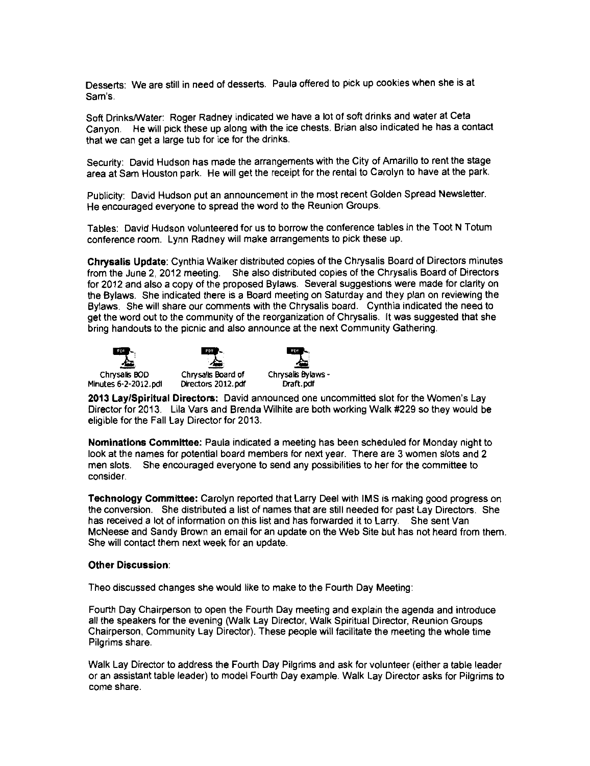Desserts: We are still in need of desserts. Paula offered to pick up cookies when she is at Sam's.

Soft Drinks/Water: Roger Radney indicated we have a lot of soft drinks and water at Ceta Canyon. He will pick these up along with the ice chests. Brian also indicated he has a contact that we can get a large tub for ice for the drinks.

Security: David Hudson has made the arrangements with the City of Amarillo to rent the stage area at Sam Houston park. He will get the receipt for the rental to Carolyn to have at the park.

Publicity: David Hudson put an announcement in the most recent Golden Spread Newsletter. He encouraged everyone to spread the word to the Reunion Groups.

Tables: David Hudson volunteered for us to borrow the conference tables in the Toot N Totum conference room. Lynn Radney will make arrangements to pick these up.

**Chrysalis Update**: Cynthia Walker distributed copies of the Chrysalis Board of Directors minutes from the June 2, 2012 meeting. She also distributed copies of the Chrysalis Board of Directors for 2012 and also a copy of the proposed Bylaws. Several suggestions were made for clarity on the Bylaws. She indicated there is a Board meeting on Saturday and they plan on reviewing the Bylaws. She will share our comments with the Chrysalis board. Cynthia indicated the need to get the word out to the community of the reorganization of Chrysalis. It was suggested that she bring handouts to the picnic and also announce at the next Community Gathering.

Chrysalis BOD Minutes 6-2-2012.pdf    Chrysalis Board of Directors 2012.pdf    Chrysalis Bylaws - Draft.pdf

**2013 Lay/Spiritual Directors:** David announced one uncommitted slot for the Women's Lay Director for 2013. Lila Vars and Brenda Wilhite are both working Walk #229 so they would be eligible for the Fall Lay Director for 2013.

**Nominations Committee:** Paula indicated a meeting has been scheduled for Monday night to look at the names for potential board members for next year. There are 3 women slots and 2 men slots. She encouraged everyone to send any possibilities to her for the committee to consider.

**Technology Committee:** Carolyn reported that Larry Deel with IMS is making good progress on the conversion. She distributed a list of names that are still needed for past Lay Directors. She has received a lot of information on this list and has forwarded it to Larry. She sent Van McNeese and Sandy Brown an email for an update on the Web Site but has not heard from them. She will contact them next week for an update.

**Other Discussion**:

Theo discussed changes she would like to make to the Fourth Day Meeting:

Fourth Day Chairperson to open the Fourth Day meeting and explain the agenda and introduce all the speakers for the evening (Walk Lay Director, Walk Spiritual Director, Reunion Groups Chairperson, Community Lay Director). These people will facilitate the meeting the whole time Pilgrims share.

Walk Lay Director to address the Fourth Day Pilgrims and ask for volunteer (either a table leader or an assistant table leader) to model Fourth Day example. Walk Lay Director asks for Pilgrims to come share.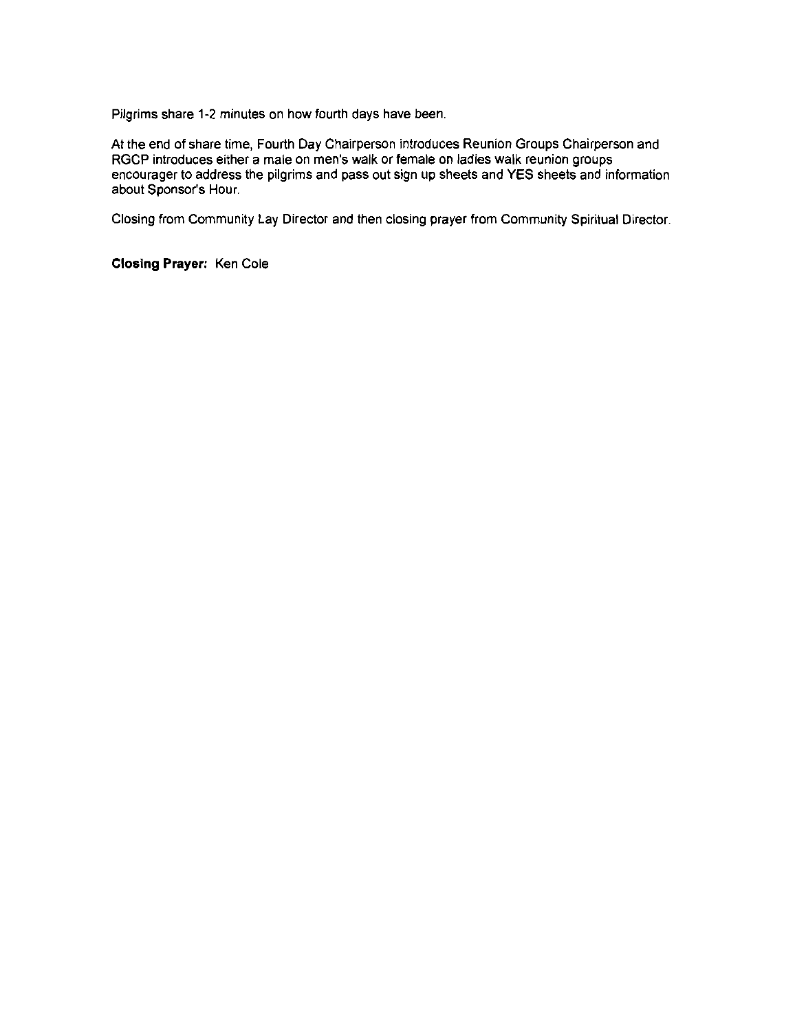Pilgrims share 1-2 minutes on how fourth days have been.

At the end of share time, Fourth Day Chairperson introduces Reunion Groups Chairperson and RGCP introduces either a male on men's walk or female on ladies walk reunion groups encourager to address the pilgrims and pass out sign up sheets and YES sheets and information about Sponsor's Hour.

Closing from Community Lay Director and then closing prayer from Community Spiritual Director.

**Closing Prayer:** Ken Cole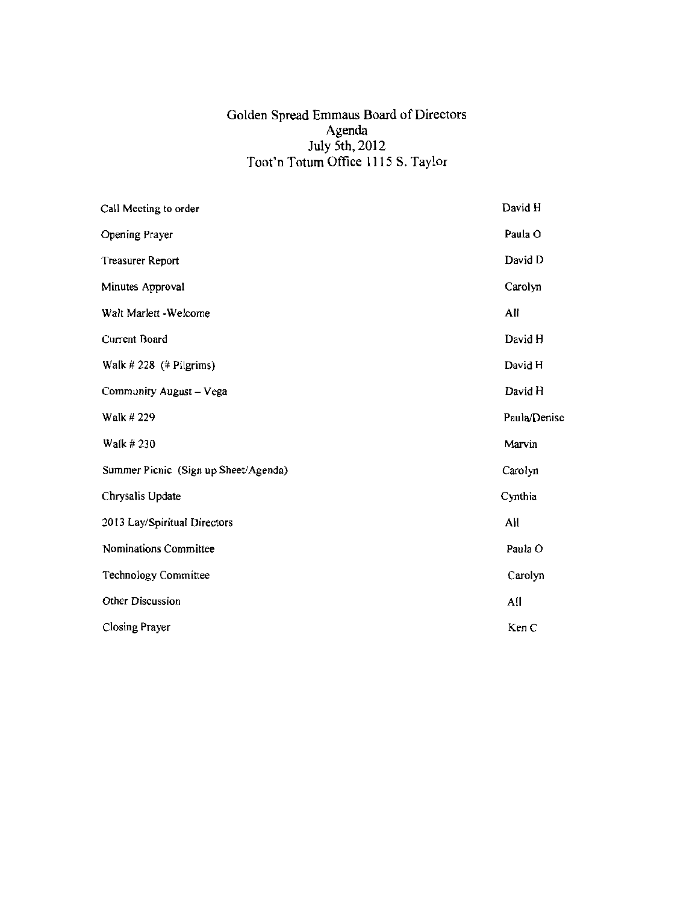# Golden Spread Emmaus Board of Directors
## Agenda
### July 5th, 2012
### Toot'n Totum Office 1115 S. Taylor

| | |
|---|---|
| Call Meeting to order | David H |
| Opening Prayer | Paula O |
| Treasurer Report | David D |
| Minutes Approval | Carolyn |
| Walt Marlett -Welcome | All |
| Current Board | David H |
| Walk # 228 (# Pilgrims) | David H |
| Community August – Vega | David H |
| Walk # 229 | Paula/Denise |
| Walk # 230 | Marvin |
| Summer Picnic (Sign up Sheet/Agenda) | Carolyn |
| Chrysalis Update | Cynthia |
| 2013 Lay/Spiritual Directors | All |
| Nominations Committee | Paula O |
| Technology Committee | Carolyn |
| Other Discussion | All |
| Closing Prayer | Ken C |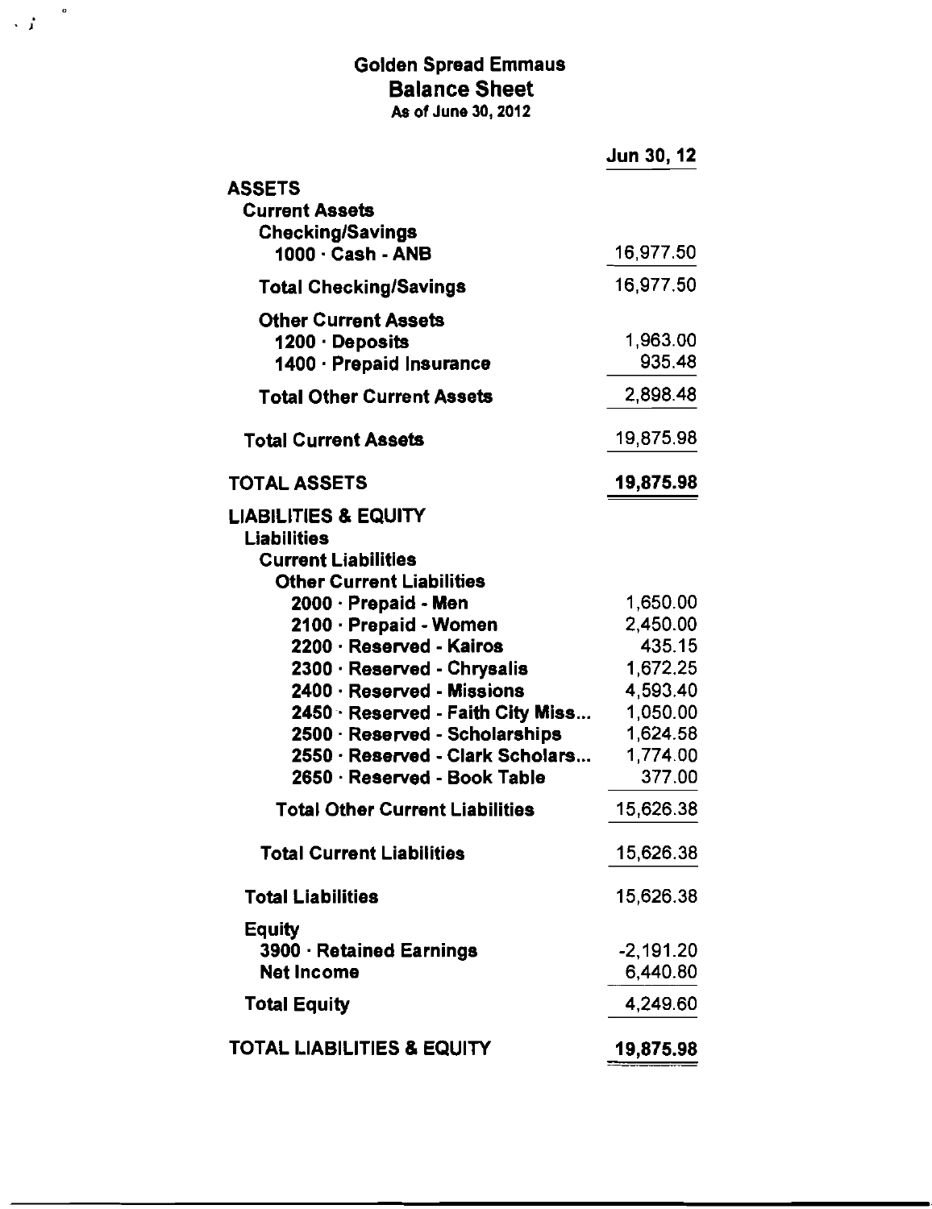# Golden Spread Emmaus

## Balance Sheet

As of June 30, 2012

| | Jun 30, 12 |
|---|---|
| **ASSETS** | |
| **Current Assets** | |
| **Checking/Savings** | |
| 1000 · Cash - ANB | 16,977.50 |
| **Total Checking/Savings** | 16,977.50 |
| **Other Current Assets** | |
| 1200 · Deposits | 1,963.00 |
| 1400 · Prepaid Insurance | 935.48 |
| **Total Other Current Assets** | 2,898.48 |
| **Total Current Assets** | 19,875.98 |
| **TOTAL ASSETS** | **19,875.98** |
| **LIABILITIES & EQUITY** | |
| **Liabilities** | |
| **Current Liabilities** | |
| **Other Current Liabilities** | |
| 2000 · Prepaid - Men | 1,650.00 |
| 2100 · Prepaid - Women | 2,450.00 |
| 2200 · Reserved - Kairos | 435.15 |
| 2300 · Reserved - Chrysalis | 1,672.25 |
| 2400 · Reserved - Missions | 4,593.40 |
| 2450 · Reserved - Faith City Miss... | 1,050.00 |
| 2500 · Reserved - Scholarships | 1,624.58 |
| 2550 · Reserved - Clark Scholars... | 1,774.00 |
| 2650 · Reserved - Book Table | 377.00 |
| **Total Other Current Liabilities** | 15,626.38 |
| **Total Current Liabilities** | 15,626.38 |
| **Total Liabilities** | 15,626.38 |
| **Equity** | |
| 3900 · Retained Earnings | -2,191.20 |
| Net Income | 6,440.80 |
| **Total Equity** | 4,249.60 |
| **TOTAL LIABILITIES & EQUITY** | **19,875.98** |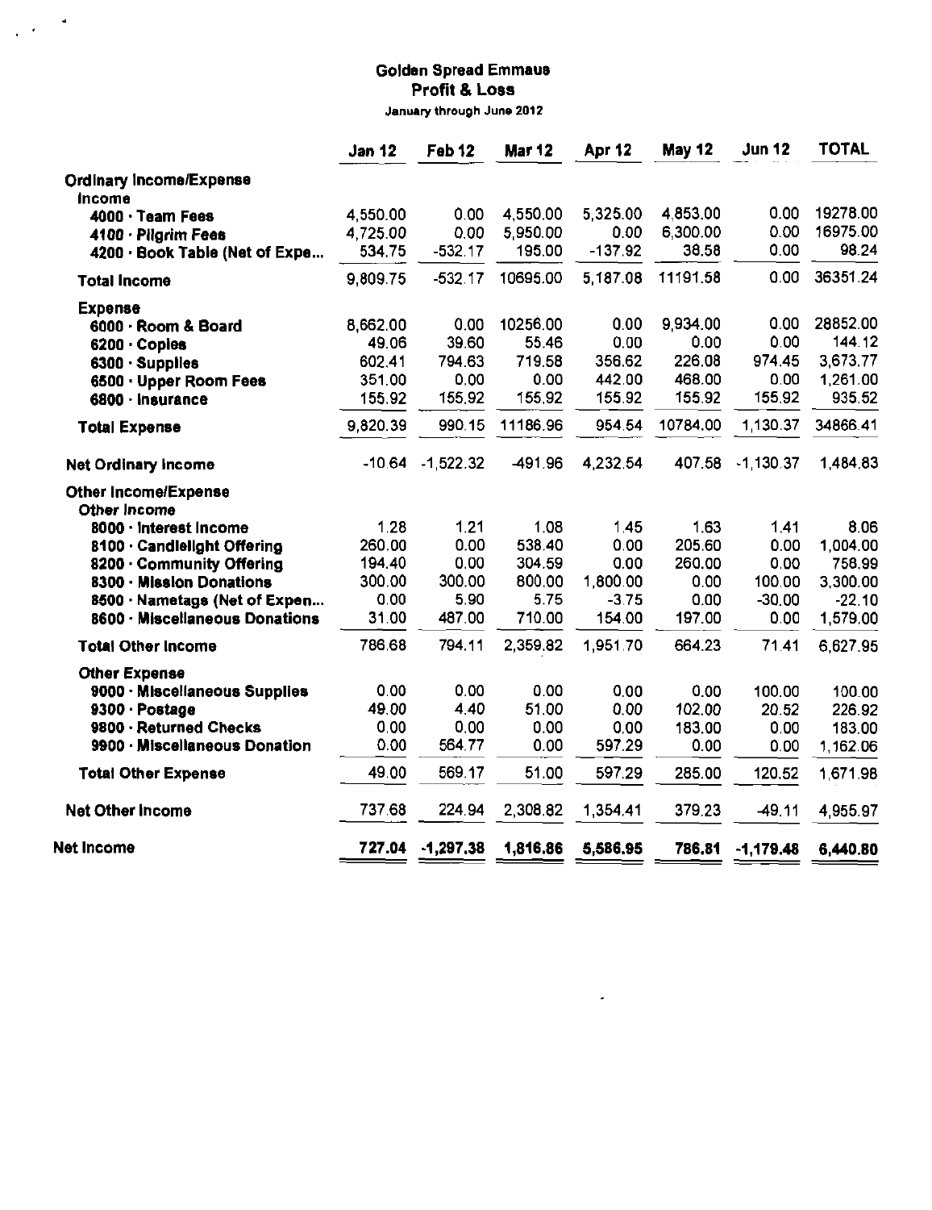## Golden Spread Emmaus
### Profit & Loss
January through June 2012

| | Jan 12 | Feb 12 | Mar 12 | Apr 12 | May 12 | Jun 12 | TOTAL |
|---|---|---|---|---|---|---|---|
| **Ordinary Income/Expense** | | | | | | | |
| **Income** | | | | | | | |
| **4000 · Team Fees** | 4,550.00 | 0.00 | 4,550.00 | 5,325.00 | 4,853.00 | 0.00 | 19278.00 |
| **4100 · Pilgrim Fees** | 4,725.00 | 0.00 | 5,950.00 | 0.00 | 6,300.00 | 0.00 | 16975.00 |
| **4200 · Book Table (Net of Expe...** | 534.75 | -532.17 | 195.00 | -137.92 | 38.58 | 0.00 | 98.24 |
| **Total Income** | 9,809.75 | -532.17 | 10695.00 | 5,187.08 | 11191.58 | 0.00 | 36351.24 |
| **Expense** | | | | | | | |
| **6000 · Room & Board** | 8,662.00 | 0.00 | 10256.00 | 0.00 | 9,934.00 | 0.00 | 28852.00 |
| **6200 · Copies** | 49.06 | 39.60 | 55.46 | 0.00 | 0.00 | 0.00 | 144.12 |
| **6300 · Supplies** | 602.41 | 794.63 | 719.58 | 356.62 | 226.08 | 974.45 | 3,673.77 |
| **6500 · Upper Room Fees** | 351.00 | 0.00 | 0.00 | 442.00 | 468.00 | 0.00 | 1,261.00 |
| **6800 · Insurance** | 155.92 | 155.92 | 155.92 | 155.92 | 155.92 | 155.92 | 935.52 |
| **Total Expense** | 9,820.39 | 990.15 | 11186.96 | 954.54 | 10784.00 | 1,130.37 | 34866.41 |
| **Net Ordinary Income** | -10.64 | -1,522.32 | -491.96 | 4,232.54 | 407.58 | -1,130.37 | 1,484.83 |
| **Other Income/Expense** | | | | | | | |
| **Other Income** | | | | | | | |
| **8000 · Interest Income** | 1.28 | 1.21 | 1.08 | 1.45 | 1.63 | 1.41 | 8.06 |
| **8100 · Candlelight Offering** | 260.00 | 0.00 | 538.40 | 0.00 | 205.60 | 0.00 | 1,004.00 |
| **8200 · Community Offering** | 194.40 | 0.00 | 304.59 | 0.00 | 260.00 | 0.00 | 758.99 |
| **8300 · Mission Donations** | 300.00 | 300.00 | 800.00 | 1,800.00 | 0.00 | 100.00 | 3,300.00 |
| **8500 · Nametags (Net of Expen...** | 0.00 | 5.90 | 5.75 | -3.75 | 0.00 | -30.00 | -22.10 |
| **8600 · Miscellaneous Donations** | 31.00 | 487.00 | 710.00 | 154.00 | 197.00 | 0.00 | 1,579.00 |
| **Total Other Income** | 786.68 | 794.11 | 2,359.82 | 1,951.70 | 664.23 | 71.41 | 6,627.95 |
| **Other Expense** | | | | | | | |
| **9000 · Miscellaneous Supplies** | 0.00 | 0.00 | 0.00 | 0.00 | 0.00 | 100.00 | 100.00 |
| **9300 · Postage** | 49.00 | 4.40 | 51.00 | 0.00 | 102.00 | 20.52 | 226.92 |
| **9800 · Returned Checks** | 0.00 | 0.00 | 0.00 | 0.00 | 183.00 | 0.00 | 183.00 |
| **9900 · Miscellaneous Donation** | 0.00 | 564.77 | 0.00 | 597.29 | 0.00 | 0.00 | 1,162.06 |
| **Total Other Expense** | 49.00 | 569.17 | 51.00 | 597.29 | 285.00 | 120.52 | 1,671.98 |
| **Net Other Income** | 737.68 | 224.94 | 2,308.82 | 1,354.41 | 379.23 | -49.11 | 4,955.97 |
| **Net Income** | **727.04** | **-1,297.38** | **1,816.86** | **5,586.95** | **786.81** | **-1,179.48** | **6,440.80** |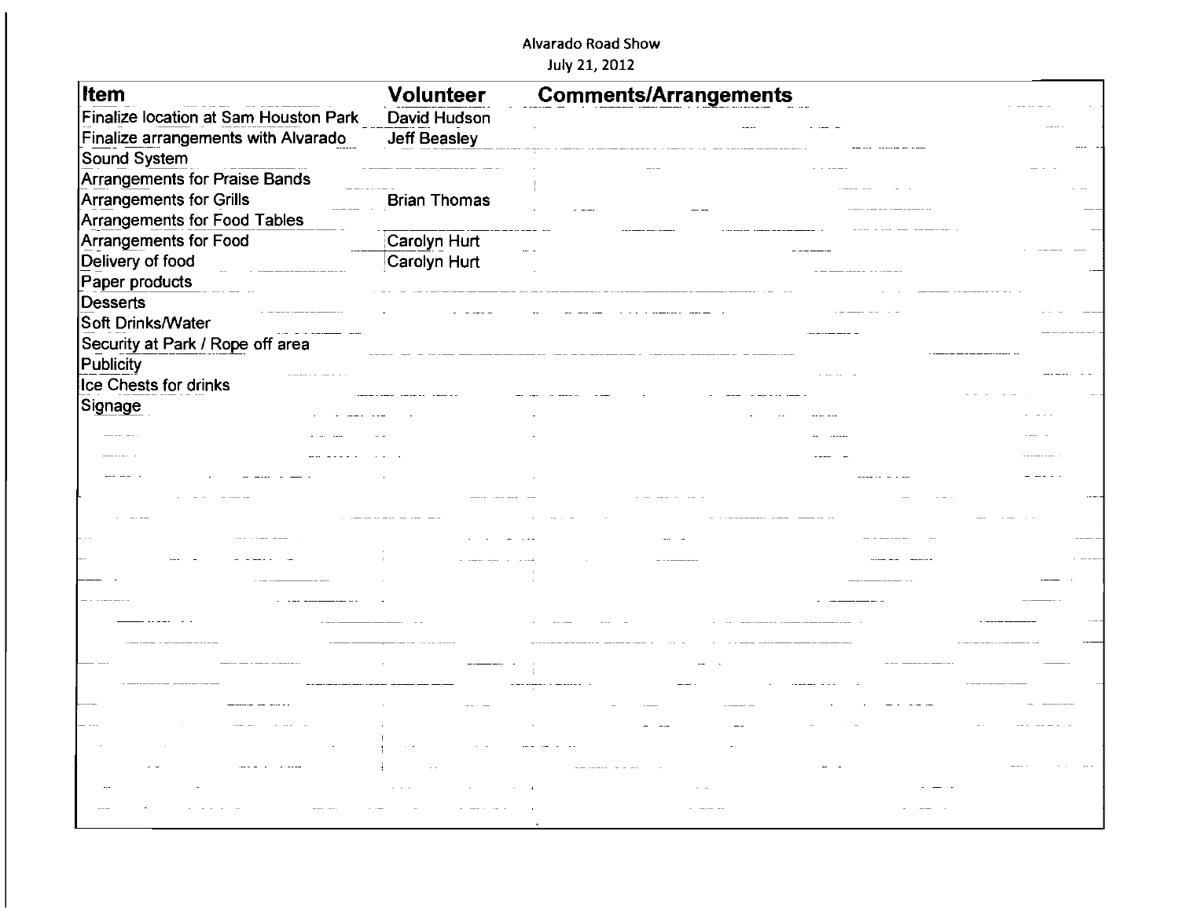Alvarado Road Show

July 21, 2012

| Item | Volunteer | Comments/Arrangements |
|---|---|---|
| Finalize location at Sam Houston Park | David Hudson | |
| Finalize arrangements with Alvarado | Jeff Beasley | |
| Sound System | | |
| Arrangements for Praise Bands | | |
| Arrangements for Grills | Brian Thomas | |
| Arrangements for Food Tables | | |
| Arrangements for Food | Carolyn Hurt | |
| Delivery of food | Carolyn Hurt | |
| Paper products | | |
| Desserts | | |
| Soft Drinks/Water | | |
| Security at Park / Rope off area | | |
| Publicity | | |
| Ice Chests for drinks | | |
| Signage | | |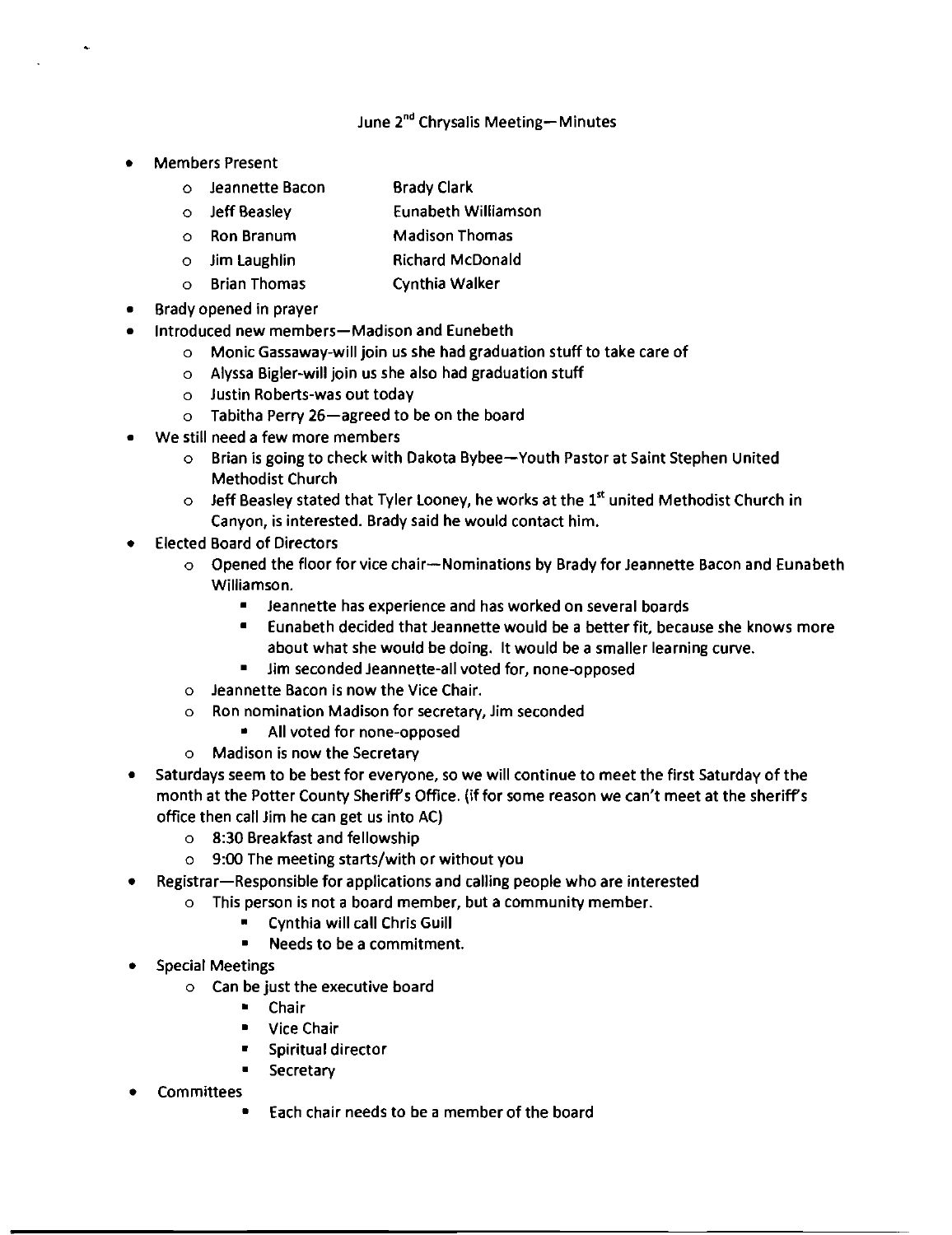June 2[nd] Chrysalis Meeting—Minutes

- Members Present
  - Jeannette Bacon — Brady Clark
  - Jeff Beasley — Eunabeth Williamson
  - Ron Branum — Madison Thomas
  - Jim Laughlin — Richard McDonald
  - Brian Thomas — Cynthia Walker
- Brady opened in prayer
- Introduced new members—Madison and Eunebeth
  - Monic Gassaway-will join us she had graduation stuff to take care of
  - Alyssa Bigler-will join us she also had graduation stuff
  - Justin Roberts-was out today
  - Tabitha Perry 26—agreed to be on the board
- We still need a few more members
  - Brian is going to check with Dakota Bybee—Youth Pastor at Saint Stephen United Methodist Church
  - Jeff Beasley stated that Tyler Looney, he works at the 1[st] united Methodist Church in Canyon, is interested. Brady said he would contact him.
- Elected Board of Directors
  - Opened the floor for vice chair—Nominations by Brady for Jeannette Bacon and Eunabeth Williamson.
    - Jeannette has experience and has worked on several boards
    - Eunabeth decided that Jeannette would be a better fit, because she knows more about what she would be doing. It would be a smaller learning curve.
    - Jim seconded Jeannette-all voted for, none-opposed
  - Jeannette Bacon is now the Vice Chair.
  - Ron nomination Madison for secretary, Jim seconded
    - All voted for none-opposed
  - Madison is now the Secretary
- Saturdays seem to be best for everyone, so we will continue to meet the first Saturday of the month at the Potter County Sheriff's Office. (if for some reason we can't meet at the sheriff's office then call Jim he can get us into AC)
  - 8:30 Breakfast and fellowship
  - 9:00 The meeting starts/with or without you
- Registrar—Responsible for applications and calling people who are interested
  - This person is not a board member, but a community member.
    - Cynthia will call Chris Guill
    - Needs to be a commitment.
- Special Meetings
  - Can be just the executive board
    - Chair
    - Vice Chair
    - Spiritual director
    - Secretary
- Committees
    - Each chair needs to be a member of the board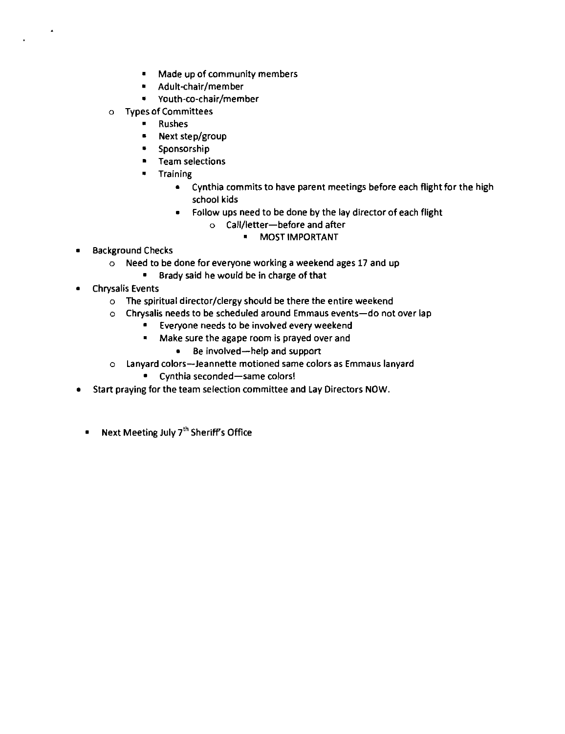- Made up of community members
        - Adult-chair/member
        - Youth-co-chair/member
    - Types of Committees
        - Rushes
        - Next step/group
        - Sponsorship
        - Team selections
        - Training
            - Cynthia commits to have parent meetings before each flight for the high school kids
            - Follow ups need to be done by the lay director of each flight
                - Call/letter—before and after
                    - MOST IMPORTANT
- Background Checks
    - Need to be done for everyone working a weekend ages 17 and up
        - Brady said he would be in charge of that
- Chrysalis Events
    - The spiritual director/clergy should be there the entire weekend
    - Chrysalis needs to be scheduled around Emmaus events—do not over lap
        - Everyone needs to be involved every weekend
        - Make sure the agape room is prayed over and
            - Be involved—help and support
    - Lanyard colors—Jeannette motioned same colors as Emmaus lanyard
        - Cynthia seconded—same colors!
- Start praying for the team selection committee and Lay Directors NOW.

- Next Meeting July 7th Sheriff's Office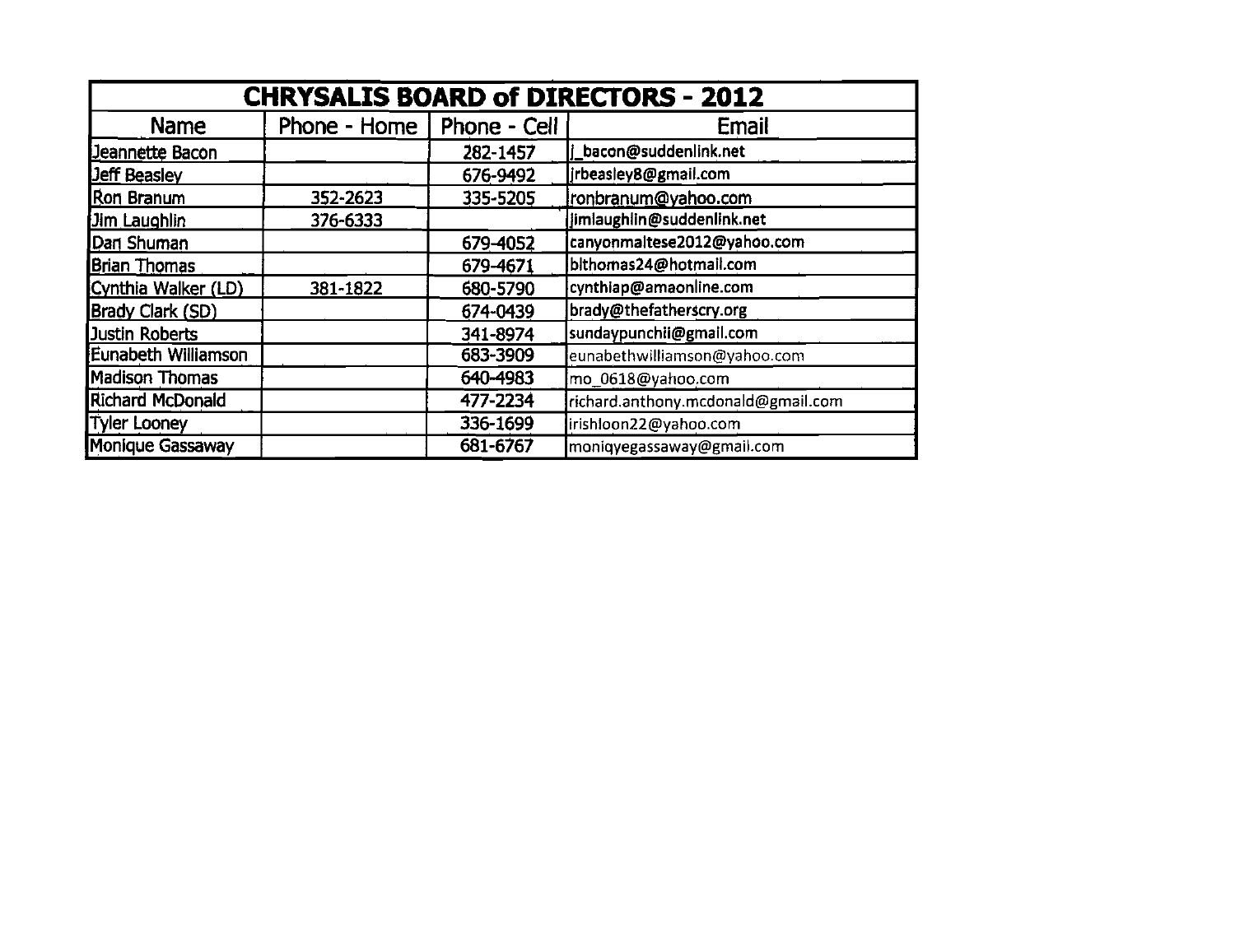| CHRYSALIS BOARD of DIRECTORS - 2012 | | | |
|---|---|---|---|
| Name | Phone - Home | Phone - Cell | Email |
| Jeannette Bacon | | 282-1457 | j_bacon@suddenlink.net |
| Jeff Beasley | | 676-9492 | jrbeasley8@gmail.com |
| Ron Branum | 352-2623 | 335-5205 | ronbranum@yahoo.com |
| Jim Laughlin | 376-6333 | | jimlaughlin@suddenlink.net |
| Dan Shuman | | 679-4052 | canyonmaltese2012@yahoo.com |
| Brian Thomas | | 679-4671 | blthomas24@hotmail.com |
| Cynthia Walker (LD) | 381-1822 | 680-5790 | cynthiap@amaonline.com |
| Brady Clark (SD) | | 674-0439 | brady@thefatherscry.org |
| Justin Roberts | | 341-8974 | sundaypunchii@gmail.com |
| Eunabeth Williamson | | 683-3909 | eunabethwilliamson@yahoo.com |
| Madison Thomas | | 640-4983 | mo_0618@yahoo.com |
| Richard McDonald | | 477-2234 | richard.anthony.mcdonald@gmail.com |
| Tyler Looney | | 336-1699 | irishloon22@yahoo.com |
| Monique Gassaway | | 681-6767 | moniqyegassaway@gmail.com |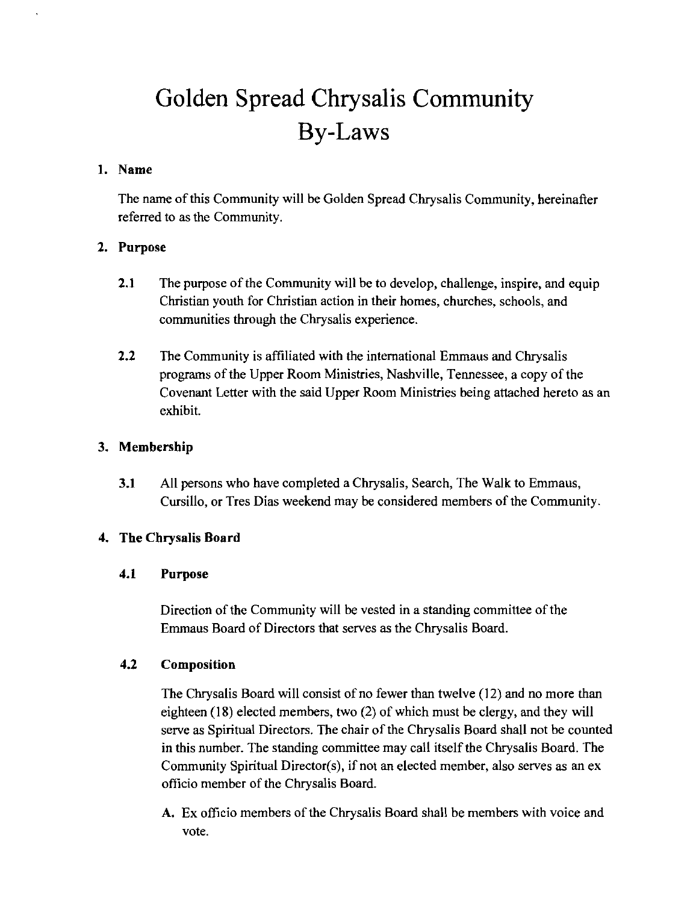# Golden Spread Chrysalis Community By-Laws

## 1. Name

The name of this Community will be Golden Spread Chrysalis Community, hereinafter referred to as the Community.

## 2. Purpose

**2.1** The purpose of the Community will be to develop, challenge, inspire, and equip Christian youth for Christian action in their homes, churches, schools, and communities through the Chrysalis experience.

**2.2** The Community is affiliated with the international Emmaus and Chrysalis programs of the Upper Room Ministries, Nashville, Tennessee, a copy of the Covenant Letter with the said Upper Room Ministries being attached hereto as an exhibit.

## 3. Membership

**3.1** All persons who have completed a Chrysalis, Search, The Walk to Emmaus, Cursillo, or Tres Dias weekend may be considered members of the Community.

## 4. The Chrysalis Board

### 4.1 Purpose

Direction of the Community will be vested in a standing committee of the Emmaus Board of Directors that serves as the Chrysalis Board.

### 4.2 Composition

The Chrysalis Board will consist of no fewer than twelve (12) and no more than eighteen (18) elected members, two (2) of which must be clergy, and they will serve as Spiritual Directors. The chair of the Chrysalis Board shall not be counted in this number. The standing committee may call itself the Chrysalis Board. The Community Spiritual Director(s), if not an elected member, also serves as an ex officio member of the Chrysalis Board.

A. Ex officio members of the Chrysalis Board shall be members with voice and vote.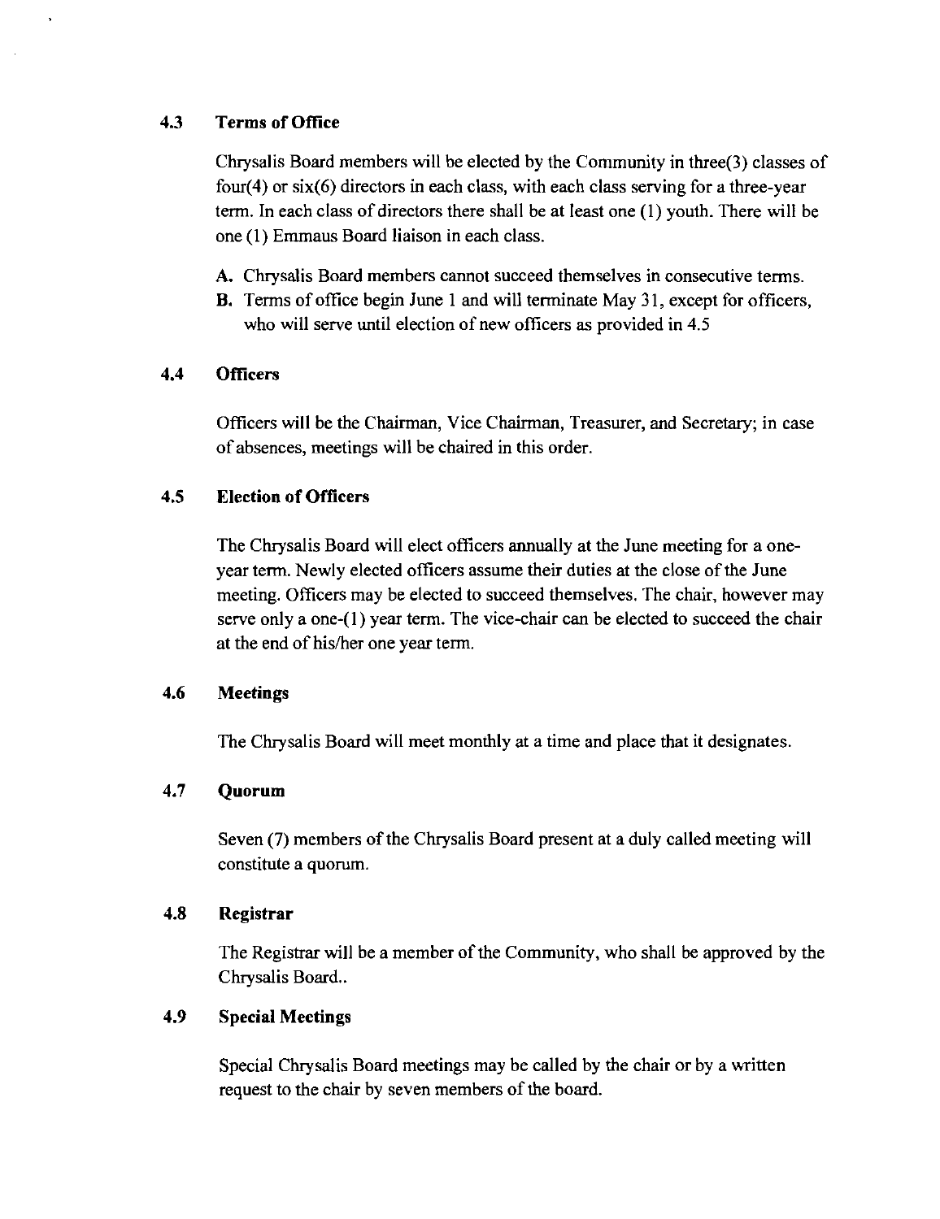### 4.3 Terms of Office

Chrysalis Board members will be elected by the Community in three(3) classes of four(4) or six(6) directors in each class, with each class serving for a three-year term. In each class of directors there shall be at least one (1) youth. There will be one (1) Emmaus Board liaison in each class.

**A.** Chrysalis Board members cannot succeed themselves in consecutive terms.

**B.** Terms of office begin June 1 and will terminate May 31, except for officers, who will serve until election of new officers as provided in 4.5

### 4.4 Officers

Officers will be the Chairman, Vice Chairman, Treasurer, and Secretary; in case of absences, meetings will be chaired in this order.

### 4.5 Election of Officers

The Chrysalis Board will elect officers annually at the June meeting for a one-year term. Newly elected officers assume their duties at the close of the June meeting. Officers may be elected to succeed themselves. The chair, however may serve only a one-(1) year term. The vice-chair can be elected to succeed the chair at the end of his/her one year term.

### 4.6 Meetings

The Chrysalis Board will meet monthly at a time and place that it designates.

### 4.7 Quorum

Seven (7) members of the Chrysalis Board present at a duly called meeting will constitute a quorum.

### 4.8 Registrar

The Registrar will be a member of the Community, who shall be approved by the Chrysalis Board..

### 4.9 Special Meetings

Special Chrysalis Board meetings may be called by the chair or by a written request to the chair by seven members of the board.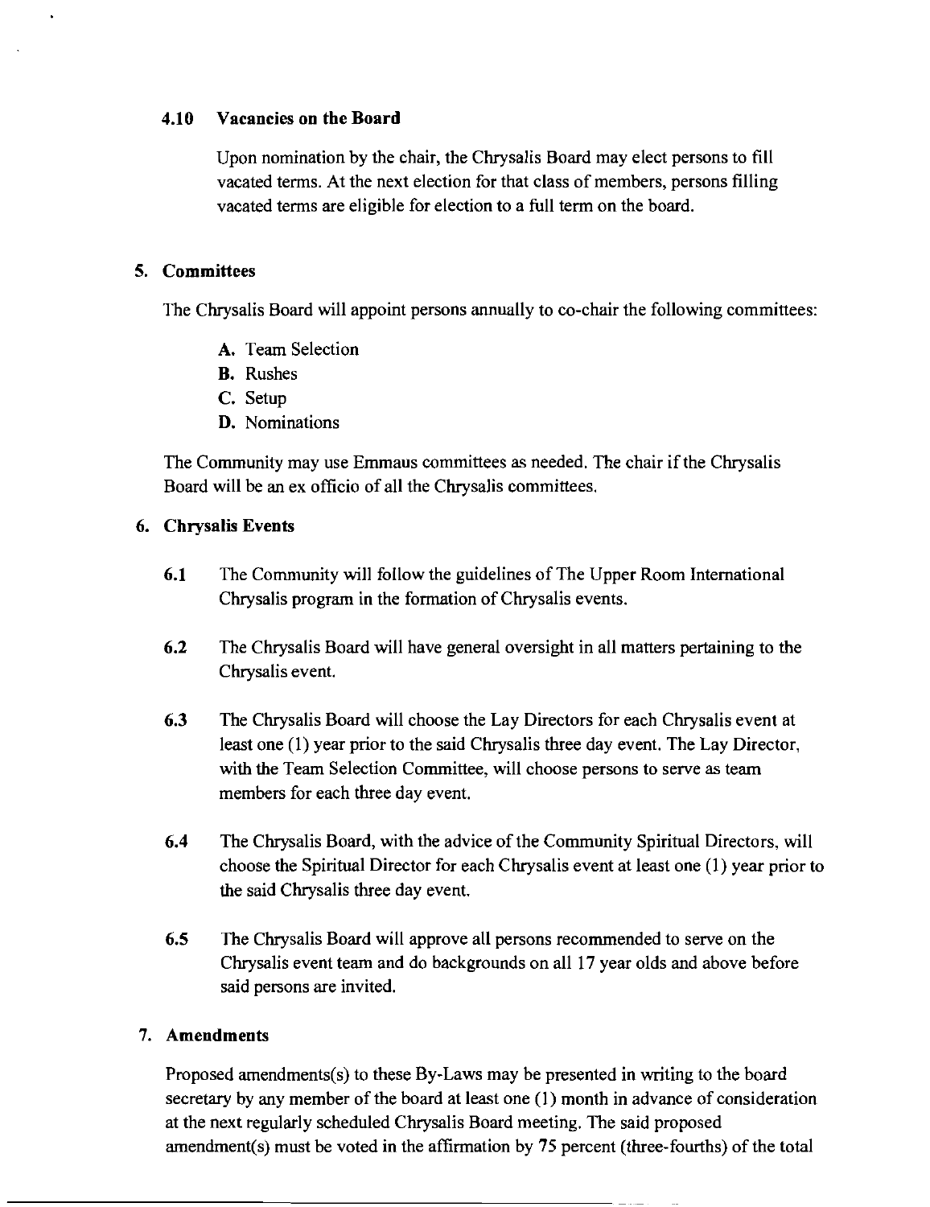### 4.10 Vacancies on the Board

Upon nomination by the chair, the Chrysalis Board may elect persons to fill vacated terms. At the next election for that class of members, persons filling vacated terms are eligible for election to a full term on the board.

## 5. Committees

The Chrysalis Board will appoint persons annually to co-chair the following committees:

- **A.** Team Selection
- **B.** Rushes
- **C.** Setup
- **D.** Nominations

The Community may use Emmaus committees as needed. The chair if the Chrysalis Board will be an ex officio of all the Chrysalis committees.

## 6. Chrysalis Events

**6.1** The Community will follow the guidelines of The Upper Room International Chrysalis program in the formation of Chrysalis events.

**6.2** The Chrysalis Board will have general oversight in all matters pertaining to the Chrysalis event.

**6.3** The Chrysalis Board will choose the Lay Directors for each Chrysalis event at least one (1) year prior to the said Chrysalis three day event. The Lay Director, with the Team Selection Committee, will choose persons to serve as team members for each three day event.

**6.4** The Chrysalis Board, with the advice of the Community Spiritual Directors, will choose the Spiritual Director for each Chrysalis event at least one (1) year prior to the said Chrysalis three day event.

**6.5** The Chrysalis Board will approve all persons recommended to serve on the Chrysalis event team and do backgrounds on all 17 year olds and above before said persons are invited.

## 7. Amendments

Proposed amendments(s) to these By-Laws may be presented in writing to the board secretary by any member of the board at least one (1) month in advance of consideration at the next regularly scheduled Chrysalis Board meeting. The said proposed amendment(s) must be voted in the affirmation by 75 percent (three-fourths) of the total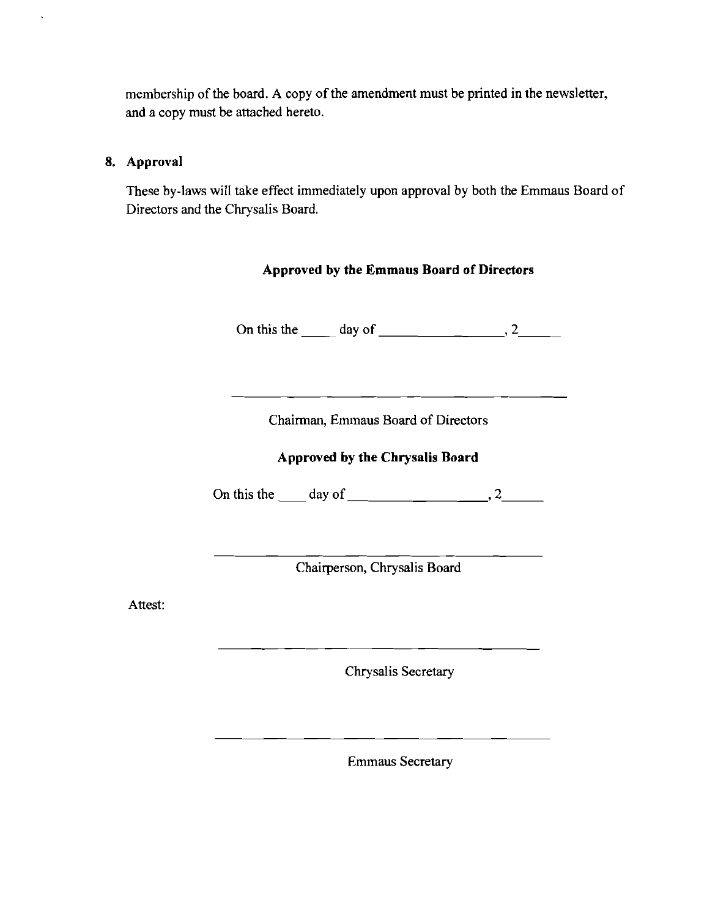membership of the board. A copy of the amendment must be printed in the newsletter, and a copy must be attached hereto.

## 8. Approval

These by-laws will take effect immediately upon approval by both the Emmaus Board of Directors and the Chrysalis Board.

**Approved by the Emmaus Board of Directors**

On this the ____ day of ________________, 2_____

_________________________________________

Chairman, Emmaus Board of Directors

**Approved by the Chrysalis Board**

On this the ____ day of ________________, 2_____

_________________________________________

Chairperson, Chrysalis Board

Attest:

_________________________________________

Chrysalis Secretary

_________________________________________

Emmaus Secretary